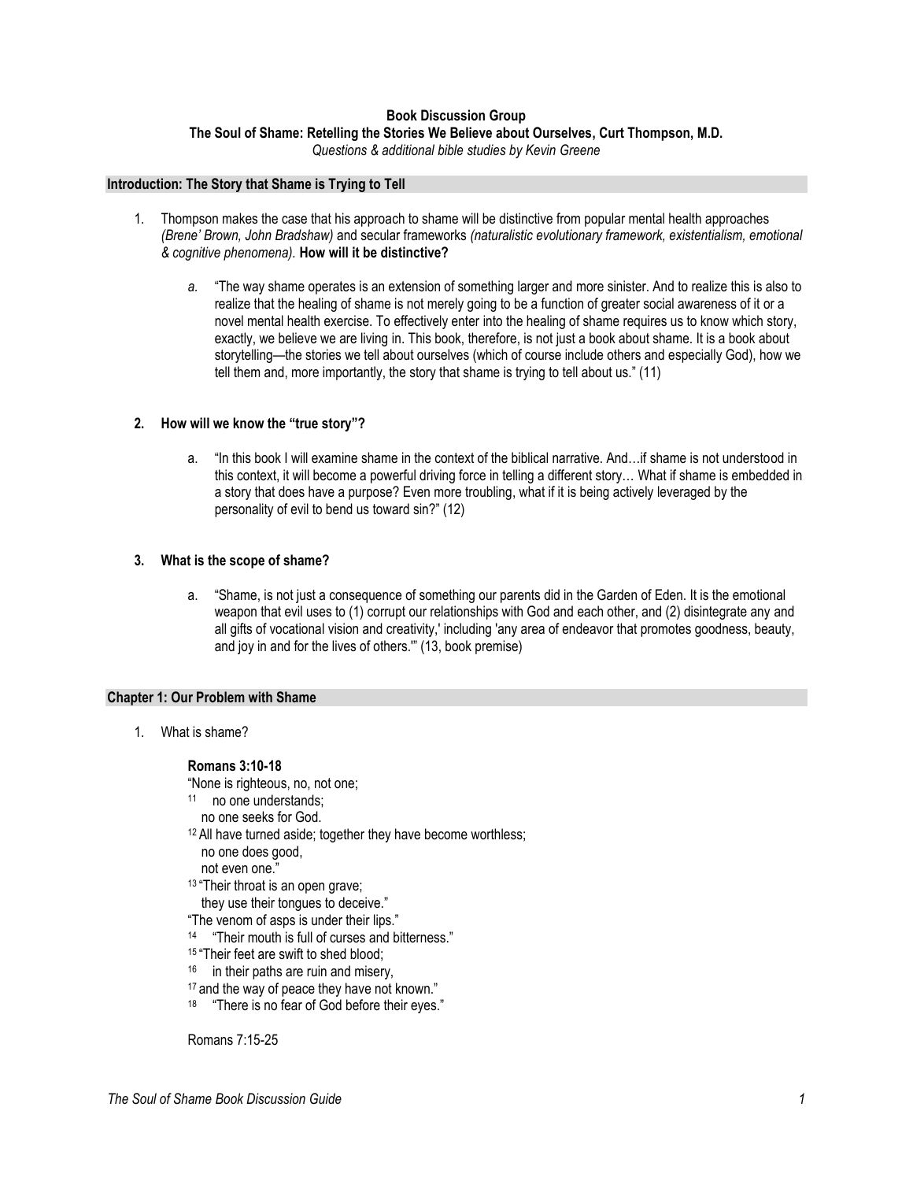**Book Discussion Group**
**The Soul of Shame: Retelling the Stories We Believe about Ourselves, Curt Thompson, M.D.**
*Questions & additional bible studies by Kevin Greene*

## Introduction: The Story that Shame is Trying to Tell

1. Thompson makes the case that his approach to shame will be distinctive from popular mental health approaches *(Brene' Brown, John Bradshaw)* and secular frameworks *(naturalistic evolutionary framework, existentialism, emotional & cognitive phenomena).* **How will it be distinctive?**

   *a.* "The way shame operates is an extension of something larger and more sinister. And to realize this is also to realize that the healing of shame is not merely going to be a function of greater social awareness of it or a novel mental health exercise. To effectively enter into the healing of shame requires us to know which story, exactly, we believe we are living in. This book, therefore, is not just a book about shame. It is a book about storytelling—the stories we tell about ourselves (which of course include others and especially God), how we tell them and, more importantly, the story that shame is trying to tell about us." (11)

2. **How will we know the "true story"?**

   a. "In this book I will examine shame in the context of the biblical narrative. And…if shame is not understood in this context, it will become a powerful driving force in telling a different story… What if shame is embedded in a story that does have a purpose? Even more troubling, what if it is being actively leveraged by the personality of evil to bend us toward sin?" (12)

3. **What is the scope of shame?**

   a. "Shame, is not just a consequence of something our parents did in the Garden of Eden. It is the emotional weapon that evil uses to (1) corrupt our relationships with God and each other, and (2) disintegrate any and all gifts of vocational vision and creativity,' including 'any area of endeavor that promotes goodness, beauty, and joy in and for the lives of others.'" (13, book premise)

## Chapter 1: Our Problem with Shame

1. What is shame?

   **Romans 3:10-18**
   "None is righteous, no, not one;
   [11] no one understands;
   no one seeks for God.
   [12] All have turned aside; together they have become worthless;
   no one does good,
   not even one."
   [13] "Their throat is an open grave;
   they use their tongues to deceive."
   "The venom of asps is under their lips."
   [14] "Their mouth is full of curses and bitterness."
   [15] "Their feet are swift to shed blood;
   [16] in their paths are ruin and misery,
   [17] and the way of peace they have not known."
   [18] "There is no fear of God before their eyes."

   Romans 7:15-25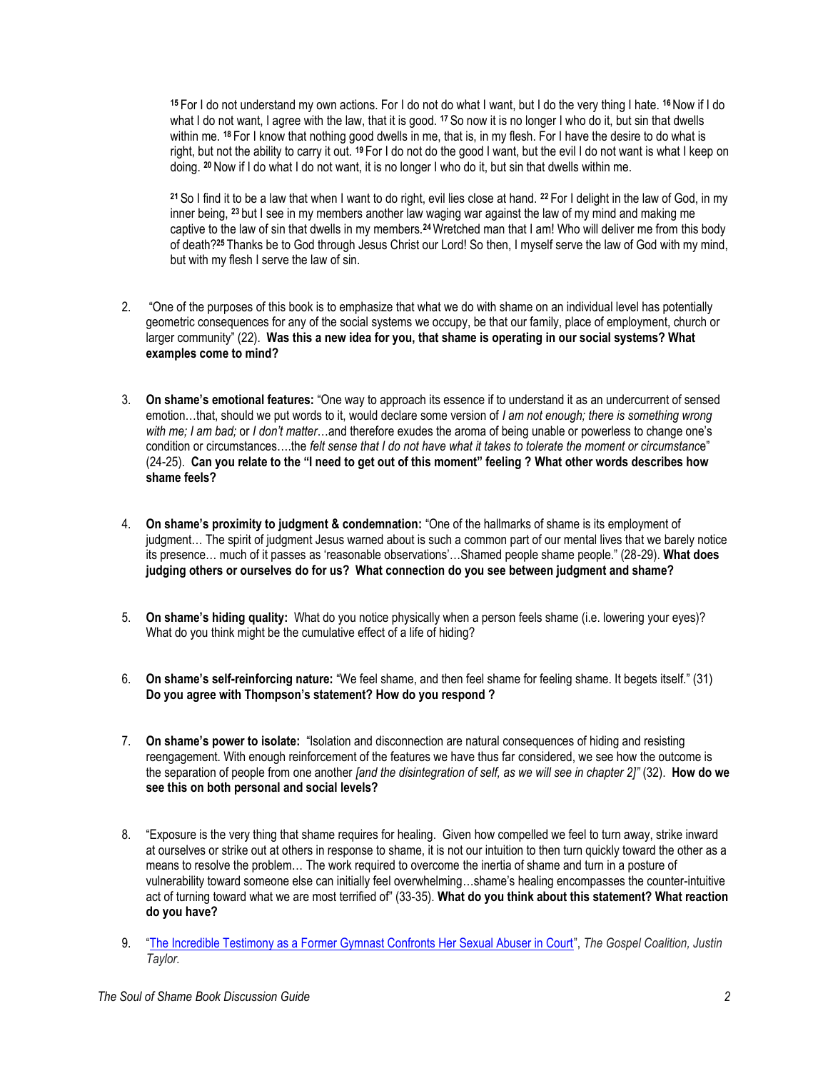[15] For I do not understand my own actions. For I do not do what I want, but I do the very thing I hate. [16] Now if I do what I do not want, I agree with the law, that it is good. [17] So now it is no longer I who do it, but sin that dwells within me. [18] For I know that nothing good dwells in me, that is, in my flesh. For I have the desire to do what is right, but not the ability to carry it out. [19] For I do not do the good I want, but the evil I do not want is what I keep on doing. [20] Now if I do what I do not want, it is no longer I who do it, but sin that dwells within me.

[21] So I find it to be a law that when I want to do right, evil lies close at hand. [22] For I delight in the law of God, in my inner being, [23] but I see in my members another law waging war against the law of my mind and making me captive to the law of sin that dwells in my members.[24] Wretched man that I am! Who will deliver me from this body of death?[25] Thanks be to God through Jesus Christ our Lord! So then, I myself serve the law of God with my mind, but with my flesh I serve the law of sin.

2. "One of the purposes of this book is to emphasize that what we do with shame on an individual level has potentially geometric consequences for any of the social systems we occupy, be that our family, place of employment, church or larger community" (22). **Was this a new idea for you, that shame is operating in our social systems? What examples come to mind?**

3. **On shame's emotional features:** "One way to approach its essence if to understand it as an undercurrent of sensed emotion…that, should we put words to it, would declare some version of *I am not enough; there is something wrong with me; I am bad;* or *I don't matter*…and therefore exudes the aroma of being unable or powerless to change one's condition or circumstances….the *felt sense that I do not have what it takes to tolerate the moment or circumstance*" (24-25). **Can you relate to the "I need to get out of this moment" feeling ? What other words describes how shame feels?**

4. **On shame's proximity to judgment & condemnation:** "One of the hallmarks of shame is its employment of judgment… The spirit of judgment Jesus warned about is such a common part of our mental lives that we barely notice its presence… much of it passes as 'reasonable observations'…Shamed people shame people." (28-29). **What does judging others or ourselves do for us? What connection do you see between judgment and shame?**

5. **On shame's hiding quality:** What do you notice physically when a person feels shame (i.e. lowering your eyes)? What do you think might be the cumulative effect of a life of hiding?

6. **On shame's self-reinforcing nature:** "We feel shame, and then feel shame for feeling shame. It begets itself." (31) **Do you agree with Thompson's statement? How do you respond ?**

7. **On shame's power to isolate:** "Isolation and disconnection are natural consequences of hiding and resisting reengagement. With enough reinforcement of the features we have thus far considered, we see how the outcome is the separation of people from one another *[and the disintegration of self, as we will see in chapter 2]"* (32). **How do we see this on both personal and social levels?**

8. "Exposure is the very thing that shame requires for healing. Given how compelled we feel to turn away, strike inward at ourselves or strike out at others in response to shame, it is not our intuition to then turn quickly toward the other as a means to resolve the problem… The work required to overcome the inertia of shame and turn in a posture of vulnerability toward someone else can initially feel overwhelming…shame's healing encompasses the counter-intuitive act of turning toward what we are most terrified of" (33-35). **What do you think about this statement? What reaction do you have?**

9. "The Incredible Testimony as a Former Gymnast Confronts Her Sexual Abuser in Court", *The Gospel Coalition, Justin Taylor.*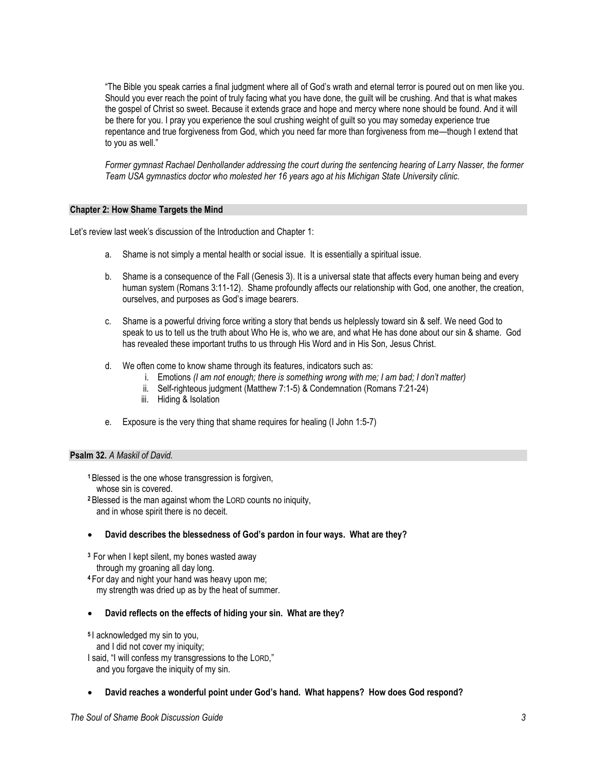"The Bible you speak carries a final judgment where all of God's wrath and eternal terror is poured out on men like you. Should you ever reach the point of truly facing what you have done, the guilt will be crushing. And that is what makes the gospel of Christ so sweet. Because it extends grace and hope and mercy where none should be found. And it will be there for you. I pray you experience the soul crushing weight of guilt so you may someday experience true repentance and true forgiveness from God, which you need far more than forgiveness from me—though I extend that to you as well."

*Former gymnast Rachael Denhollander addressing the court during the sentencing hearing of Larry Nasser, the former Team USA gymnastics doctor who molested her 16 years ago at his Michigan State University clinic.*

## Chapter 2: How Shame Targets the Mind

Let's review last week's discussion of the Introduction and Chapter 1:

a. Shame is not simply a mental health or social issue. It is essentially a spiritual issue.

b. Shame is a consequence of the Fall (Genesis 3). It is a universal state that affects every human being and every human system (Romans 3:11-12). Shame profoundly affects our relationship with God, one another, the creation, ourselves, and purposes as God's image bearers.

c. Shame is a powerful driving force writing a story that bends us helplessly toward sin & self. We need God to speak to us to tell us the truth about Who He is, who we are, and what He has done about our sin & shame. God has revealed these important truths to us through His Word and in His Son, Jesus Christ.

d. We often come to know shame through its features, indicators such as:
   i. Emotions *(I am not enough; there is something wrong with me; I am bad; I don't matter)*
   ii. Self-righteous judgment (Matthew 7:1-5) & Condemnation (Romans 7:21-24)
   iii. Hiding & Isolation

e. Exposure is the very thing that shame requires for healing (I John 1:5-7)

## Psalm 32. *A Maskil of David.*

[1] Blessed is the one whose transgression is forgiven,
whose sin is covered.
[2] Blessed is the man against whom the LORD counts no iniquity,
and in whose spirit there is no deceit.

- **David describes the blessedness of God's pardon in four ways. What are they?**

[3] For when I kept silent, my bones wasted away
through my groaning all day long.
[4] For day and night your hand was heavy upon me;
my strength was dried up as by the heat of summer.

- **David reflects on the effects of hiding your sin. What are they?**

[5] I acknowledged my sin to you,
and I did not cover my iniquity;
I said, "I will confess my transgressions to the LORD,"
and you forgave the iniquity of my sin.

- **David reaches a wonderful point under God's hand. What happens? How does God respond?**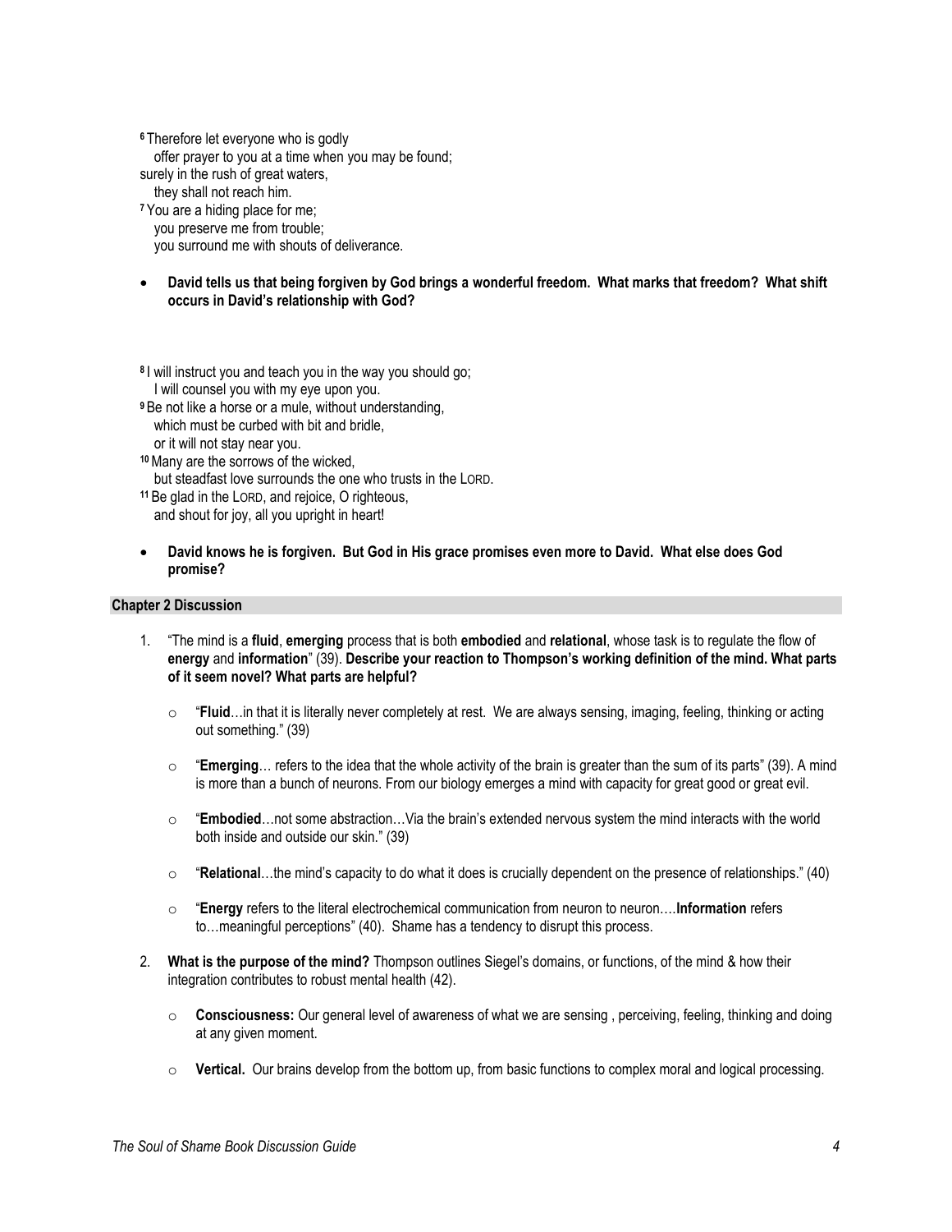[6] Therefore let everyone who is godly
  offer prayer to you at a time when you may be found;
surely in the rush of great waters,
  they shall not reach him.
[7] You are a hiding place for me;
  you preserve me from trouble;
  you surround me with shouts of deliverance.

- **David tells us that being forgiven by God brings a wonderful freedom. What marks that freedom? What shift occurs in David's relationship with God?**

[8] I will instruct you and teach you in the way you should go;
  I will counsel you with my eye upon you.
[9] Be not like a horse or a mule, without understanding,
  which must be curbed with bit and bridle,
  or it will not stay near you.
[10] Many are the sorrows of the wicked,
  but steadfast love surrounds the one who trusts in the LORD.
[11] Be glad in the LORD, and rejoice, O righteous,
  and shout for joy, all you upright in heart!

- **David knows he is forgiven. But God in His grace promises even more to David. What else does God promise?**

## Chapter 2 Discussion

1. "The mind is a **fluid**, **emerging** process that is both **embodied** and **relational**, whose task is to regulate the flow of **energy** and **information**" (39). **Describe your reaction to Thompson's working definition of the mind. What parts of it seem novel? What parts are helpful?**

   - "**Fluid**…in that it is literally never completely at rest. We are always sensing, imaging, feeling, thinking or acting out something." (39)
   - "**Emerging**… refers to the idea that the whole activity of the brain is greater than the sum of its parts" (39). A mind is more than a bunch of neurons. From our biology emerges a mind with capacity for great good or great evil.
   - "**Embodied**…not some abstraction…Via the brain's extended nervous system the mind interacts with the world both inside and outside our skin." (39)
   - "**Relational**…the mind's capacity to do what it does is crucially dependent on the presence of relationships." (40)
   - "**Energy** refers to the literal electrochemical communication from neuron to neuron….**Information** refers to…meaningful perceptions" (40). Shame has a tendency to disrupt this process.

2. **What is the purpose of the mind?** Thompson outlines Siegel's domains, or functions, of the mind & how their integration contributes to robust mental health (42).

   - **Consciousness:** Our general level of awareness of what we are sensing , perceiving, feeling, thinking and doing at any given moment.
   - **Vertical.** Our brains develop from the bottom up, from basic functions to complex moral and logical processing.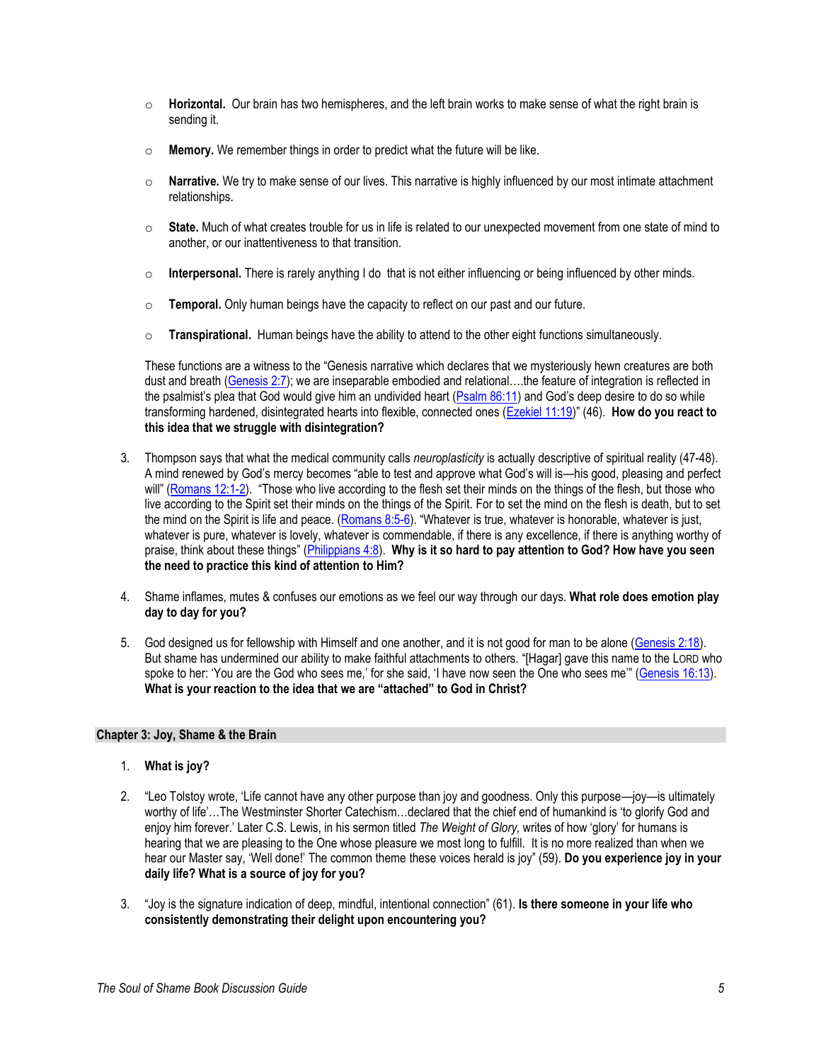- **Horizontal.** Our brain has two hemispheres, and the left brain works to make sense of what the right brain is sending it.
- **Memory.** We remember things in order to predict what the future will be like.
- **Narrative.** We try to make sense of our lives. This narrative is highly influenced by our most intimate attachment relationships.
- **State.** Much of what creates trouble for us in life is related to our unexpected movement from one state of mind to another, or our inattentiveness to that transition.
- **Interpersonal.** There is rarely anything I do that is not either influencing or being influenced by other minds.
- **Temporal.** Only human beings have the capacity to reflect on our past and our future.
- **Transpirational.** Human beings have the ability to attend to the other eight functions simultaneously.

These functions are a witness to the "Genesis narrative which declares that we mysteriously hewn creatures are both dust and breath (Genesis 2:7); we are inseparable embodied and relational….the feature of integration is reflected in the psalmist's plea that God would give him an undivided heart (Psalm 86:11) and God's deep desire to do so while transforming hardened, disintegrated hearts into flexible, connected ones (Ezekiel 11:19)" (46). **How do you react to this idea that we struggle with disintegration?**

3. Thompson says that what the medical community calls *neuroplasticity* is actually descriptive of spiritual reality (47-48). A mind renewed by God's mercy becomes "able to test and approve what God's will is—his good, pleasing and perfect will" (Romans 12:1-2). "Those who live according to the flesh set their minds on the things of the flesh, but those who live according to the Spirit set their minds on the things of the Spirit. For to set the mind on the flesh is death, but to set the mind on the Spirit is life and peace. (Romans 8:5-6). "Whatever is true, whatever is honorable, whatever is just, whatever is pure, whatever is lovely, whatever is commendable, if there is any excellence, if there is anything worthy of praise, think about these things" (Philippians 4:8). **Why is it so hard to pay attention to God? How have you seen the need to practice this kind of attention to Him?**

4. Shame inflames, mutes & confuses our emotions as we feel our way through our days. **What role does emotion play day to day for you?**

5. God designed us for fellowship with Himself and one another, and it is not good for man to be alone (Genesis 2:18). But shame has undermined our ability to make faithful attachments to others. "[Hagar] gave this name to the LORD who spoke to her: 'You are the God who sees me,' for she said, 'I have now seen the One who sees me'" (Genesis 16:13). **What is your reaction to the idea that we are "attached" to God in Christ?**

## Chapter 3: Joy, Shame & the Brain

1. **What is joy?**

2. "Leo Tolstoy wrote, 'Life cannot have any other purpose than joy and goodness. Only this purpose—joy—is ultimately worthy of life'…The Westminster Shorter Catechism…declared that the chief end of humankind is 'to glorify God and enjoy him forever.' Later C.S. Lewis, in his sermon titled *The Weight of Glory,* writes of how 'glory' for humans is hearing that we are pleasing to the One whose pleasure we most long to fulfill. It is no more realized than when we hear our Master say, 'Well done!' The common theme these voices herald is joy" (59). **Do you experience joy in your daily life? What is a source of joy for you?**

3. "Joy is the signature indication of deep, mindful, intentional connection" (61). **Is there someone in your life who consistently demonstrating their delight upon encountering you?**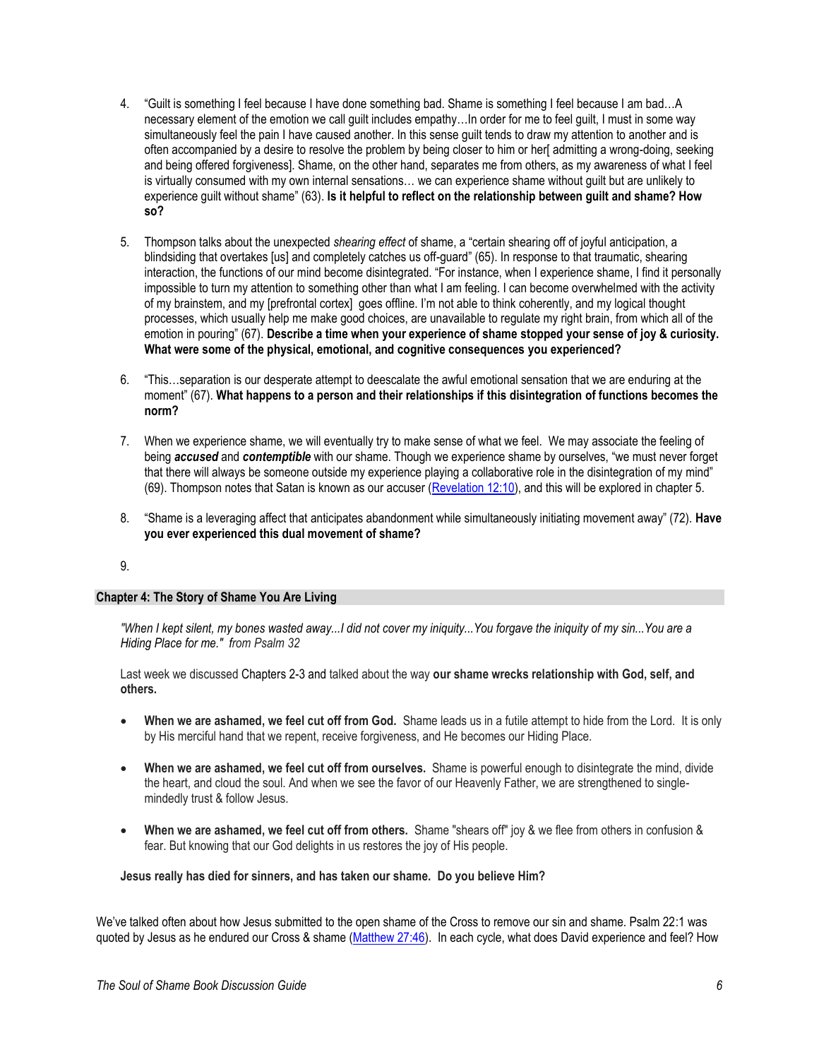4. "Guilt is something I feel because I have done something bad. Shame is something I feel because I am bad…A necessary element of the emotion we call guilt includes empathy…In order for me to feel guilt, I must in some way simultaneously feel the pain I have caused another. In this sense guilt tends to draw my attention to another and is often accompanied by a desire to resolve the problem by being closer to him or her[ admitting a wrong-doing, seeking and being offered forgiveness]. Shame, on the other hand, separates me from others, as my awareness of what I feel is virtually consumed with my own internal sensations… we can experience shame without guilt but are unlikely to experience guilt without shame" (63). **Is it helpful to reflect on the relationship between guilt and shame? How so?**

5. Thompson talks about the unexpected *shearing effect* of shame, a "certain shearing off of joyful anticipation, a blindsiding that overtakes [us] and completely catches us off-guard" (65). In response to that traumatic, shearing interaction, the functions of our mind become disintegrated. "For instance, when I experience shame, I find it personally impossible to turn my attention to something other than what I am feeling. I can become overwhelmed with the activity of my brainstem, and my [prefrontal cortex] goes offline. I'm not able to think coherently, and my logical thought processes, which usually help me make good choices, are unavailable to regulate my right brain, from which all of the emotion in pouring" (67). **Describe a time when your experience of shame stopped your sense of joy & curiosity. What were some of the physical, emotional, and cognitive consequences you experienced?**

6. "This…separation is our desperate attempt to deescalate the awful emotional sensation that we are enduring at the moment" (67). **What happens to a person and their relationships if this disintegration of functions becomes the norm?**

7. When we experience shame, we will eventually try to make sense of what we feel. We may associate the feeling of being ***accused*** and ***contemptible*** with our shame. Though we experience shame by ourselves, "we must never forget that there will always be someone outside my experience playing a collaborative role in the disintegration of my mind" (69). Thompson notes that Satan is known as our accuser (Revelation 12:10), and this will be explored in chapter 5.

8. "Shame is a leveraging affect that anticipates abandonment while simultaneously initiating movement away" (72). **Have you ever experienced this dual movement of shame?**

9.

## Chapter 4: The Story of Shame You Are Living

*"When I kept silent, my bones wasted away...I did not cover my iniquity...You forgave the iniquity of my sin...You are a Hiding Place for me." from Psalm 32*

Last week we discussed Chapters 2-3 and talked about the way **our shame wrecks relationship with God, self, and others.**

- **When we are ashamed, we feel cut off from God.** Shame leads us in a futile attempt to hide from the Lord. It is only by His merciful hand that we repent, receive forgiveness, and He becomes our Hiding Place.

- **When we are ashamed, we feel cut off from ourselves.** Shame is powerful enough to disintegrate the mind, divide the heart, and cloud the soul. And when we see the favor of our Heavenly Father, we are strengthened to single-mindedly trust & follow Jesus.

- **When we are ashamed, we feel cut off from others.** Shame "shears off" joy & we flee from others in confusion & fear. But knowing that our God delights in us restores the joy of His people.

**Jesus really has died for sinners, and has taken our shame. Do you believe Him?**

We've talked often about how Jesus submitted to the open shame of the Cross to remove our sin and shame. Psalm 22:1 was quoted by Jesus as he endured our Cross & shame (Matthew 27:46). In each cycle, what does David experience and feel? How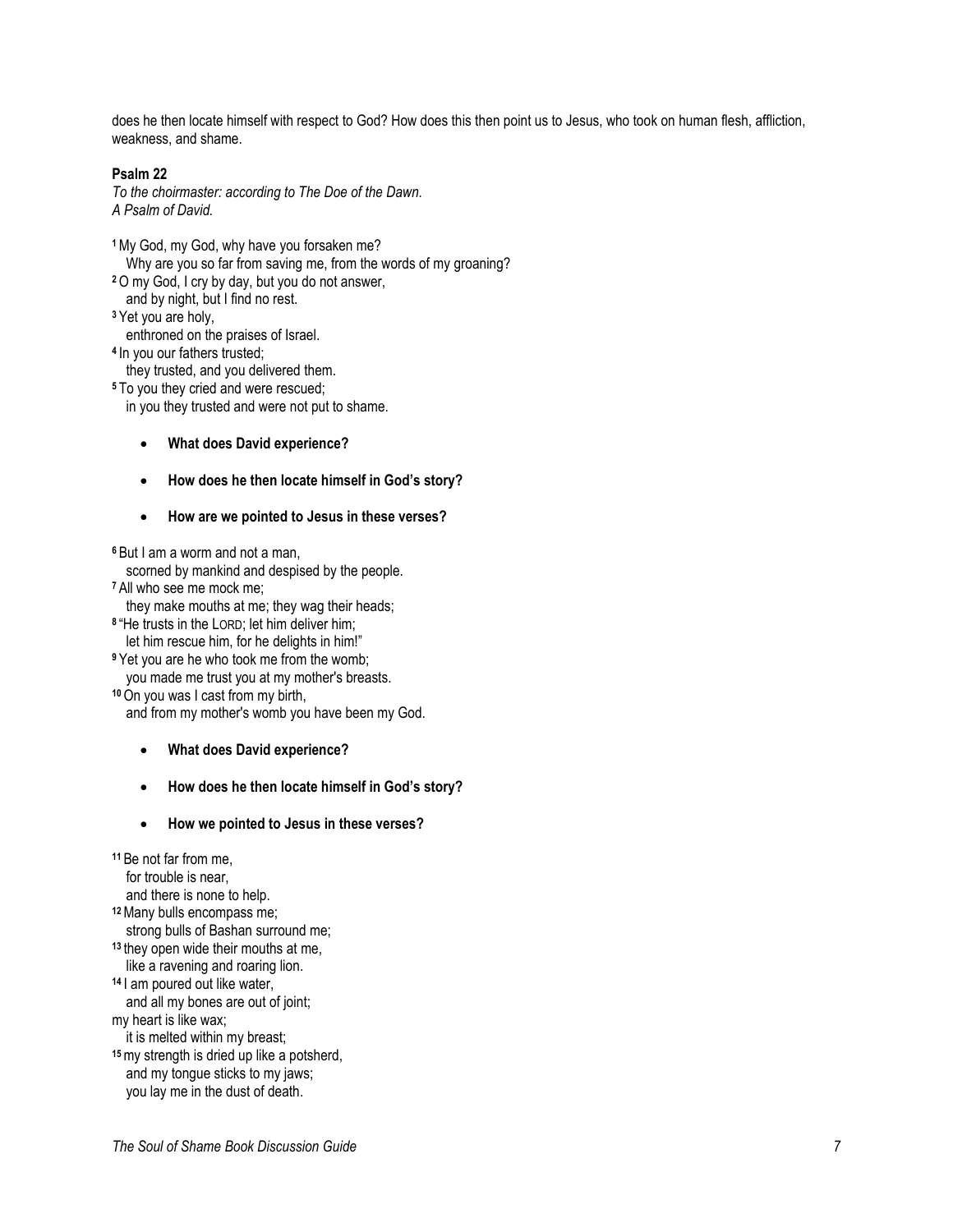does he then locate himself with respect to God? How does this then point us to Jesus, who took on human flesh, affliction, weakness, and shame.

**Psalm 22**

*To the choirmaster: according to The Doe of the Dawn.*
*A Psalm of David.*

[1] My God, my God, why have you forsaken me?
  Why are you so far from saving me, from the words of my groaning?
[2] O my God, I cry by day, but you do not answer,
  and by night, but I find no rest.
[3] Yet you are holy,
  enthroned on the praises of Israel.
[4] In you our fathers trusted;
  they trusted, and you delivered them.
[5] To you they cried and were rescued;
  in you they trusted and were not put to shame.

- **What does David experience?**
- **How does he then locate himself in God's story?**
- **How are we pointed to Jesus in these verses?**

[6] But I am a worm and not a man,
  scorned by mankind and despised by the people.
[7] All who see me mock me;
  they make mouths at me; they wag their heads;
[8] "He trusts in the LORD; let him deliver him;
  let him rescue him, for he delights in him!"
[9] Yet you are he who took me from the womb;
  you made me trust you at my mother's breasts.
[10] On you was I cast from my birth,
  and from my mother's womb you have been my God.

- **What does David experience?**
- **How does he then locate himself in God's story?**
- **How we pointed to Jesus in these verses?**

[11] Be not far from me,
  for trouble is near,
  and there is none to help.
[12] Many bulls encompass me;
  strong bulls of Bashan surround me;
[13] they open wide their mouths at me,
  like a ravening and roaring lion.
[14] I am poured out like water,
  and all my bones are out of joint;
my heart is like wax;
  it is melted within my breast;
[15] my strength is dried up like a potsherd,
  and my tongue sticks to my jaws;
  you lay me in the dust of death.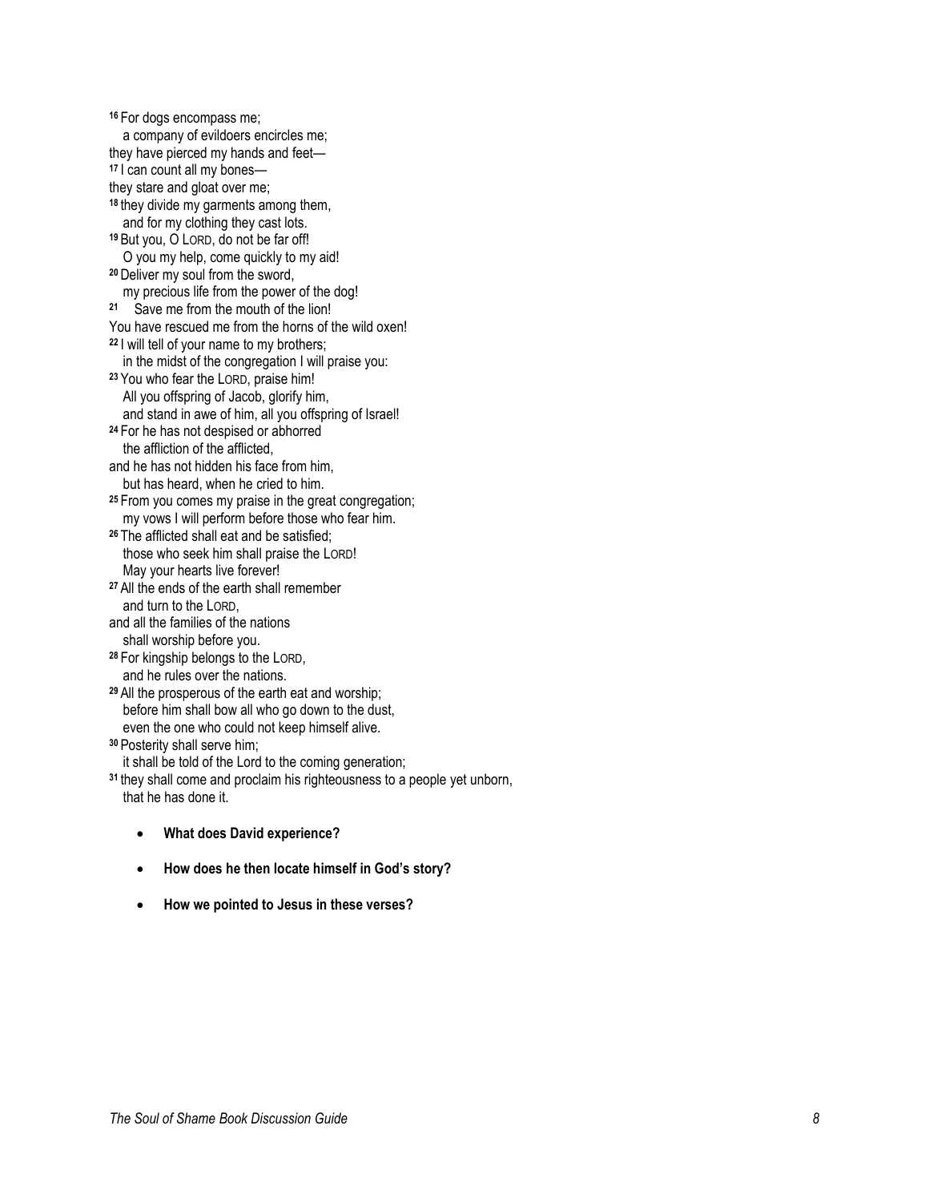[16] For dogs encompass me;
a company of evildoers encircles me;
they have pierced my hands and feet—
[17] I can count all my bones—
they stare and gloat over me;
[18] they divide my garments among them,
and for my clothing they cast lots.
[19] But you, O LORD, do not be far off!
O you my help, come quickly to my aid!
[20] Deliver my soul from the sword,
my precious life from the power of the dog!
[21] Save me from the mouth of the lion!
You have rescued me from the horns of the wild oxen!
[22] I will tell of your name to my brothers;
in the midst of the congregation I will praise you:
[23] You who fear the LORD, praise him!
All you offspring of Jacob, glorify him,
and stand in awe of him, all you offspring of Israel!
[24] For he has not despised or abhorred
the affliction of the afflicted,
and he has not hidden his face from him,
but has heard, when he cried to him.
[25] From you comes my praise in the great congregation;
my vows I will perform before those who fear him.
[26] The afflicted shall eat and be satisfied;
those who seek him shall praise the LORD!
May your hearts live forever!
[27] All the ends of the earth shall remember
and turn to the LORD,
and all the families of the nations
shall worship before you.
[28] For kingship belongs to the LORD,
and he rules over the nations.
[29] All the prosperous of the earth eat and worship;
before him shall bow all who go down to the dust,
even the one who could not keep himself alive.
[30] Posterity shall serve him;
it shall be told of the Lord to the coming generation;
[31] they shall come and proclaim his righteousness to a people yet unborn,
that he has done it.

- **What does David experience?**
- **How does he then locate himself in God's story?**
- **How we pointed to Jesus in these verses?**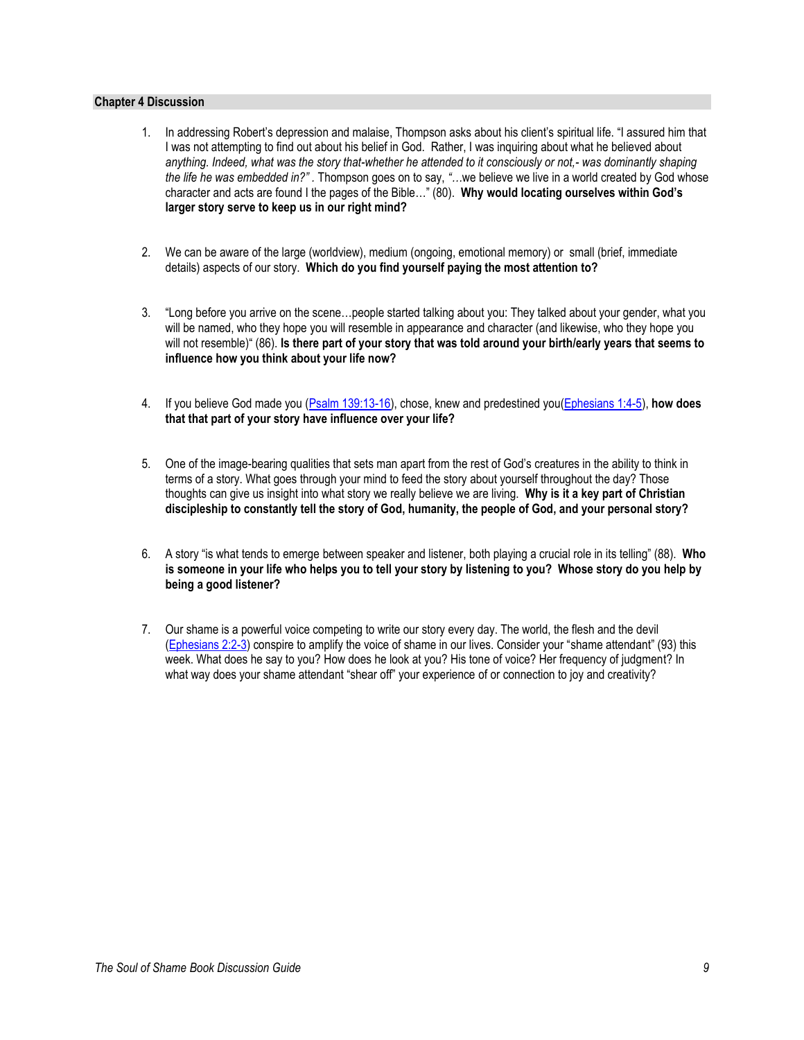**Chapter 4 Discussion**

1. In addressing Robert's depression and malaise, Thompson asks about his client's spiritual life. "I assured him that I was not attempting to find out about his belief in God. Rather, I was inquiring about what he believed about *anything. Indeed, what was the story that-whether he attended to it consciously or not,- was dominantly shaping the life he was embedded in?"* . Thompson goes on to say, *"*…we believe we live in a world created by God whose character and acts are found I the pages of the Bible…" (80). **Why would locating ourselves within God's larger story serve to keep us in our right mind?**

2. We can be aware of the large (worldview), medium (ongoing, emotional memory) or small (brief, immediate details) aspects of our story. **Which do you find yourself paying the most attention to?**

3. "Long before you arrive on the scene…people started talking about you: They talked about your gender, what you will be named, who they hope you will resemble in appearance and character (and likewise, who they hope you will not resemble)" (86). **Is there part of your story that was told around your birth/early years that seems to influence how you think about your life now?**

4. If you believe God made you (Psalm 139:13-16), chose, knew and predestined you(Ephesians 1:4-5), **how does that that part of your story have influence over your life?**

5. One of the image-bearing qualities that sets man apart from the rest of God's creatures in the ability to think in terms of a story. What goes through your mind to feed the story about yourself throughout the day? Those thoughts can give us insight into what story we really believe we are living. **Why is it a key part of Christian discipleship to constantly tell the story of God, humanity, the people of God, and your personal story?**

6. A story "is what tends to emerge between speaker and listener, both playing a crucial role in its telling" (88). **Who is someone in your life who helps you to tell your story by listening to you? Whose story do you help by being a good listener?**

7. Our shame is a powerful voice competing to write our story every day. The world, the flesh and the devil (Ephesians 2:2-3) conspire to amplify the voice of shame in our lives. Consider your "shame attendant" (93) this week. What does he say to you? How does he look at you? His tone of voice? Her frequency of judgment? In what way does your shame attendant "shear off" your experience of or connection to joy and creativity?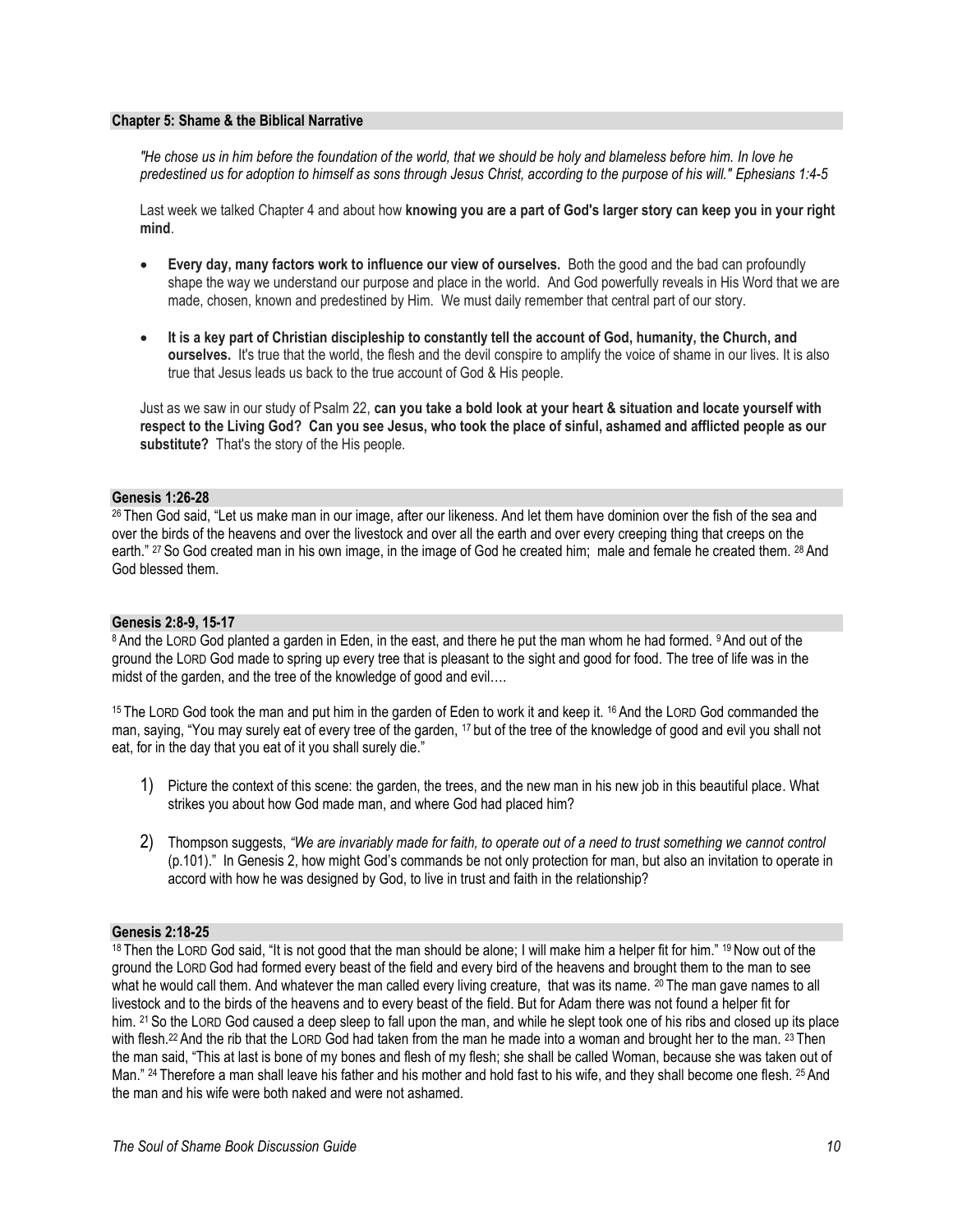### Chapter 5: Shame & the Biblical Narrative

*"He chose us in him before the foundation of the world, that we should be holy and blameless before him. In love he predestined us for adoption to himself as sons through Jesus Christ, according to the purpose of his will." Ephesians 1:4-5*

Last week we talked Chapter 4 and about how **knowing you are a part of God's larger story can keep you in your right mind**.

- **Every day, many factors work to influence our view of ourselves.** Both the good and the bad can profoundly shape the way we understand our purpose and place in the world. And God powerfully reveals in His Word that we are made, chosen, known and predestined by Him. We must daily remember that central part of our story.

- **It is a key part of Christian discipleship to constantly tell the account of God, humanity, the Church, and ourselves.** It's true that the world, the flesh and the devil conspire to amplify the voice of shame in our lives. It is also true that Jesus leads us back to the true account of God & His people.

Just as we saw in our study of Psalm 22, **can you take a bold look at your heart & situation and locate yourself with respect to the Living God? Can you see Jesus, who took the place of sinful, ashamed and afflicted people as our substitute?** That's the story of the His people.

### Genesis 1:26-28

[26] Then God said, "Let us make man in our image, after our likeness. And let them have dominion over the fish of the sea and over the birds of the heavens and over the livestock and over all the earth and over every creeping thing that creeps on the earth." [27] So God created man in his own image, in the image of God he created him; male and female he created them. [28] And God blessed them.

### Genesis 2:8-9, 15-17

[8] And the LORD God planted a garden in Eden, in the east, and there he put the man whom he had formed. [9] And out of the ground the LORD God made to spring up every tree that is pleasant to the sight and good for food. The tree of life was in the midst of the garden, and the tree of the knowledge of good and evil….

[15] The LORD God took the man and put him in the garden of Eden to work it and keep it. [16] And the LORD God commanded the man, saying, "You may surely eat of every tree of the garden, [17] but of the tree of the knowledge of good and evil you shall not eat, for in the day that you eat of it you shall surely die."

1) Picture the context of this scene: the garden, the trees, and the new man in his new job in this beautiful place. What strikes you about how God made man, and where God had placed him?

2) Thompson suggests, *"We are invariably made for faith, to operate out of a need to trust something we cannot control* (p.101)." In Genesis 2, how might God's commands be not only protection for man, but also an invitation to operate in accord with how he was designed by God, to live in trust and faith in the relationship?

### Genesis 2:18-25

[18] Then the LORD God said, "It is not good that the man should be alone; I will make him a helper fit for him." [19] Now out of the ground the LORD God had formed every beast of the field and every bird of the heavens and brought them to the man to see what he would call them. And whatever the man called every living creature, that was its name. [20] The man gave names to all livestock and to the birds of the heavens and to every beast of the field. But for Adam there was not found a helper fit for him. [21] So the LORD God caused a deep sleep to fall upon the man, and while he slept took one of his ribs and closed up its place with flesh.[22] And the rib that the LORD God had taken from the man he made into a woman and brought her to the man. [23] Then the man said, "This at last is bone of my bones and flesh of my flesh; she shall be called Woman, because she was taken out of Man." [24] Therefore a man shall leave his father and his mother and hold fast to his wife, and they shall become one flesh. [25] And the man and his wife were both naked and were not ashamed.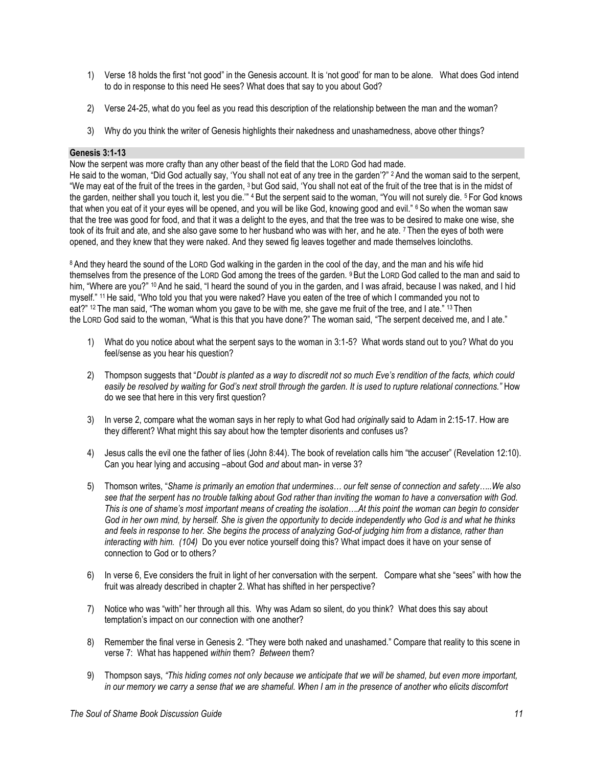1) Verse 18 holds the first "not good" in the Genesis account. It is 'not good' for man to be alone. What does God intend to do in response to this need He sees? What does that say to you about God?

2) Verse 24-25, what do you feel as you read this description of the relationship between the man and the woman?

3) Why do you think the writer of Genesis highlights their nakedness and unashamedness, above other things?

**Genesis 3:1-13**

Now the serpent was more crafty than any other beast of the field that the LORD God had made.
He said to the woman, "Did God actually say, 'You shall not eat of any tree in the garden'?" [2] And the woman said to the serpent, "We may eat of the fruit of the trees in the garden, [3] but God said, 'You shall not eat of the fruit of the tree that is in the midst of the garden, neither shall you touch it, lest you die.'" [4] But the serpent said to the woman, "You will not surely die. [5] For God knows that when you eat of it your eyes will be opened, and you will be like God, knowing good and evil." [6] So when the woman saw that the tree was good for food, and that it was a delight to the eyes, and that the tree was to be desired to make one wise, she took of its fruit and ate, and she also gave some to her husband who was with her, and he ate. [7] Then the eyes of both were opened, and they knew that they were naked. And they sewed fig leaves together and made themselves loincloths.

[8] And they heard the sound of the LORD God walking in the garden in the cool of the day, and the man and his wife hid themselves from the presence of the LORD God among the trees of the garden. [9] But the LORD God called to the man and said to him, "Where are you?" [10] And he said, "I heard the sound of you in the garden, and I was afraid, because I was naked, and I hid myself." [11] He said, "Who told you that you were naked? Have you eaten of the tree of which I commanded you not to eat?" [12] The man said, "The woman whom you gave to be with me, she gave me fruit of the tree, and I ate." [13] Then the LORD God said to the woman, "What is this that you have done?" The woman said, "The serpent deceived me, and I ate."

1) What do you notice about what the serpent says to the woman in 3:1-5? What words stand out to you? What do you feel/sense as you hear his question?

2) Thompson suggests that "*Doubt is planted as a way to discredit not so much Eve's rendition of the facts, which could easily be resolved by waiting for God's next stroll through the garden. It is used to rupture relational connections."* How do we see that here in this very first question?

3) In verse 2, compare what the woman says in her reply to what God had *originally* said to Adam in 2:15-17. How are they different? What might this say about how the tempter disorients and confuses us?

4) Jesus calls the evil one the father of lies (John 8:44). The book of revelation calls him "the accuser" (Revelation 12:10). Can you hear lying and accusing –about God *and* about man- in verse 3?

5) Thomson writes, "*Shame is primarily an emotion that undermines… our felt sense of connection and safety…..We also see that the serpent has no trouble talking about God rather than inviting the woman to have a conversation with God. This is one of shame's most important means of creating the isolation….At this point the woman can begin to consider God in her own mind, by herself. She is given the opportunity to decide independently who God is and what he thinks and feels in response to her. She begins the process of analyzing God-of judging him from a distance, rather than interacting with him. (104)* Do you ever notice yourself doing this? What impact does it have on your sense of connection to God or to others*?*

6) In verse 6, Eve considers the fruit in light of her conversation with the serpent. Compare what she "sees" with how the fruit was already described in chapter 2. What has shifted in her perspective?

7) Notice who was "with" her through all this. Why was Adam so silent, do you think? What does this say about temptation's impact on our connection with one another?

8) Remember the final verse in Genesis 2. "They were both naked and unashamed." Compare that reality to this scene in verse 7: What has happened *within* them? *Between* them?

9) Thompson says, *"This hiding comes not only because we anticipate that we will be shamed, but even more important, in our memory we carry a sense that we are shameful. When I am in the presence of another who elicits discomfort*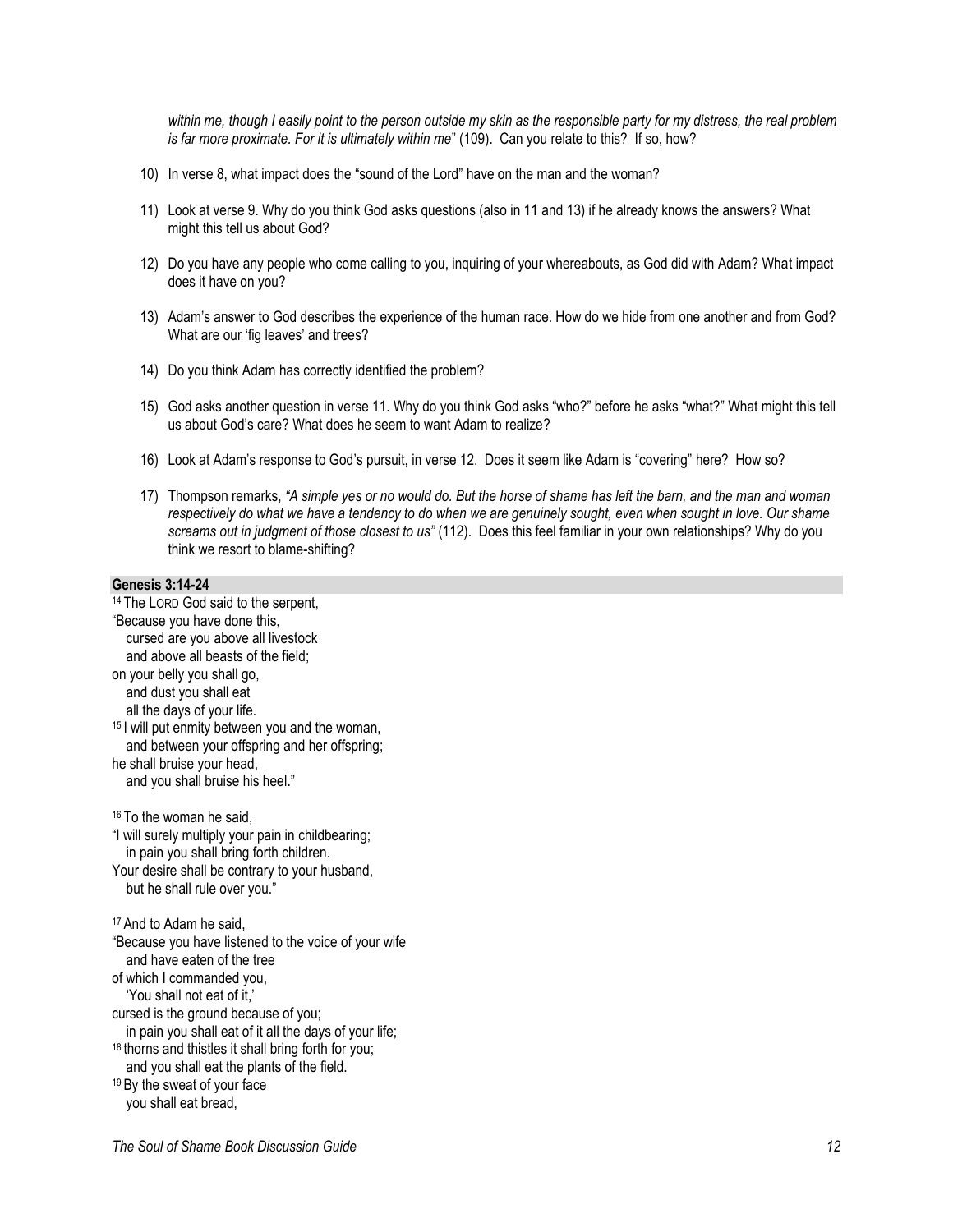*within me, though I easily point to the person outside my skin as the responsible party for my distress, the real problem is far more proximate. For it is ultimately within me*" (109). Can you relate to this? If so, how?

10) In verse 8, what impact does the "sound of the Lord" have on the man and the woman?

11) Look at verse 9. Why do you think God asks questions (also in 11 and 13) if he already knows the answers? What might this tell us about God?

12) Do you have any people who come calling to you, inquiring of your whereabouts, as God did with Adam? What impact does it have on you?

13) Adam's answer to God describes the experience of the human race. How do we hide from one another and from God? What are our 'fig leaves' and trees?

14) Do you think Adam has correctly identified the problem?

15) God asks another question in verse 11. Why do you think God asks "who?" before he asks "what?" What might this tell us about God's care? What does he seem to want Adam to realize?

16) Look at Adam's response to God's pursuit, in verse 12. Does it seem like Adam is "covering" here? How so?

17) Thompson remarks, *"A simple yes or no would do. But the horse of shame has left the barn, and the man and woman respectively do what we have a tendency to do when we are genuinely sought, even when sought in love. Our shame screams out in judgment of those closest to us"* (112). Does this feel familiar in your own relationships? Why do you think we resort to blame-shifting?

**Genesis 3:14-24**

[14] The LORD God said to the serpent,
"Because you have done this,
  cursed are you above all livestock
  and above all beasts of the field;
on your belly you shall go,
  and dust you shall eat
  all the days of your life.
[15] I will put enmity between you and the woman,
  and between your offspring and her offspring;
he shall bruise your head,
  and you shall bruise his heel."

[16] To the woman he said,
"I will surely multiply your pain in childbearing;
  in pain you shall bring forth children.
Your desire shall be contrary to your husband,
  but he shall rule over you."

[17] And to Adam he said,
"Because you have listened to the voice of your wife
  and have eaten of the tree
of which I commanded you,
  'You shall not eat of it,'
cursed is the ground because of you;
  in pain you shall eat of it all the days of your life;
[18] thorns and thistles it shall bring forth for you;
  and you shall eat the plants of the field.
[19] By the sweat of your face
  you shall eat bread,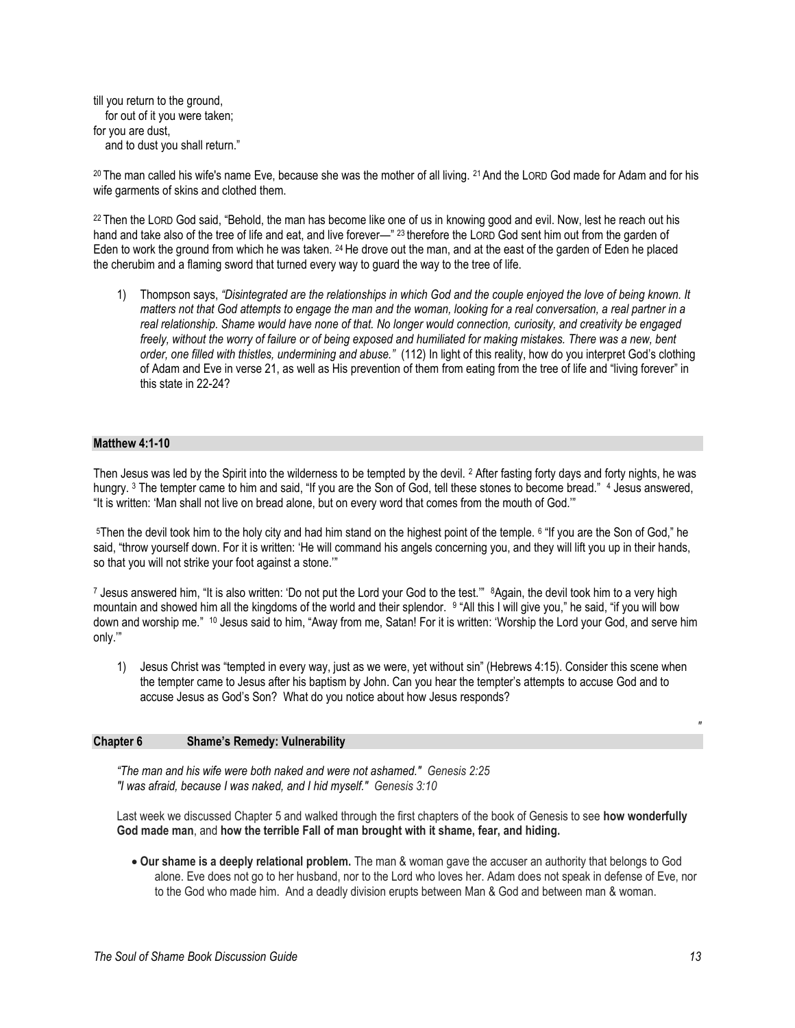till you return to the ground,
  for out of it you were taken;
for you are dust,
  and to dust you shall return."

[20] The man called his wife's name Eve, because she was the mother of all living. [21] And the LORD God made for Adam and for his wife garments of skins and clothed them.

[22] Then the LORD God said, "Behold, the man has become like one of us in knowing good and evil. Now, lest he reach out his hand and take also of the tree of life and eat, and live forever—" [23] therefore the LORD God sent him out from the garden of Eden to work the ground from which he was taken. [24] He drove out the man, and at the east of the garden of Eden he placed the cherubim and a flaming sword that turned every way to guard the way to the tree of life.

1) Thompson says, *"Disintegrated are the relationships in which God and the couple enjoyed the love of being known. It matters not that God attempts to engage the man and the woman, looking for a real conversation, a real partner in a real relationship. Shame would have none of that. No longer would connection, curiosity, and creativity be engaged freely, without the worry of failure or of being exposed and humiliated for making mistakes. There was a new, bent order, one filled with thistles, undermining and abuse."* (112) In light of this reality, how do you interpret God's clothing of Adam and Eve in verse 21, as well as His prevention of them from eating from the tree of life and "living forever" in this state in 22-24?

### Matthew 4:1-10

Then Jesus was led by the Spirit into the wilderness to be tempted by the devil. [2] After fasting forty days and forty nights, he was hungry. [3] The tempter came to him and said, "If you are the Son of God, tell these stones to become bread." [4] Jesus answered, "It is written: 'Man shall not live on bread alone, but on every word that comes from the mouth of God.'"

[5] Then the devil took him to the holy city and had him stand on the highest point of the temple. [6] "If you are the Son of God," he said, "throw yourself down. For it is written: 'He will command his angels concerning you, and they will lift you up in their hands, so that you will not strike your foot against a stone.'"

[7] Jesus answered him, "It is also written: 'Do not put the Lord your God to the test.'" [8] Again, the devil took him to a very high mountain and showed him all the kingdoms of the world and their splendor. [9] "All this I will give you," he said, "if you will bow down and worship me." [10] Jesus said to him, "Away from me, Satan! For it is written: 'Worship the Lord your God, and serve him only.'"

1) Jesus Christ was "tempted in every way, just as we were, yet without sin" (Hebrews 4:15). Consider this scene when the tempter came to Jesus after his baptism by John. Can you hear the tempter's attempts to accuse God and to accuse Jesus as God's Son? What do you notice about how Jesus responds?

### Chapter 6 Shame's Remedy: Vulnerability

*"The man and his wife were both naked and were not ashamed." Genesis 2:25*
*"I was afraid, because I was naked, and I hid myself." Genesis 3:10*

Last week we discussed Chapter 5 and walked through the first chapters of the book of Genesis to see **how wonderfully God made man**, and **how the terrible Fall of man brought with it shame, fear, and hiding.**

- **Our shame is a deeply relational problem.** The man & woman gave the accuser an authority that belongs to God alone. Eve does not go to her husband, nor to the Lord who loves her. Adam does not speak in defense of Eve, nor to the God who made him. And a deadly division erupts between Man & God and between man & woman.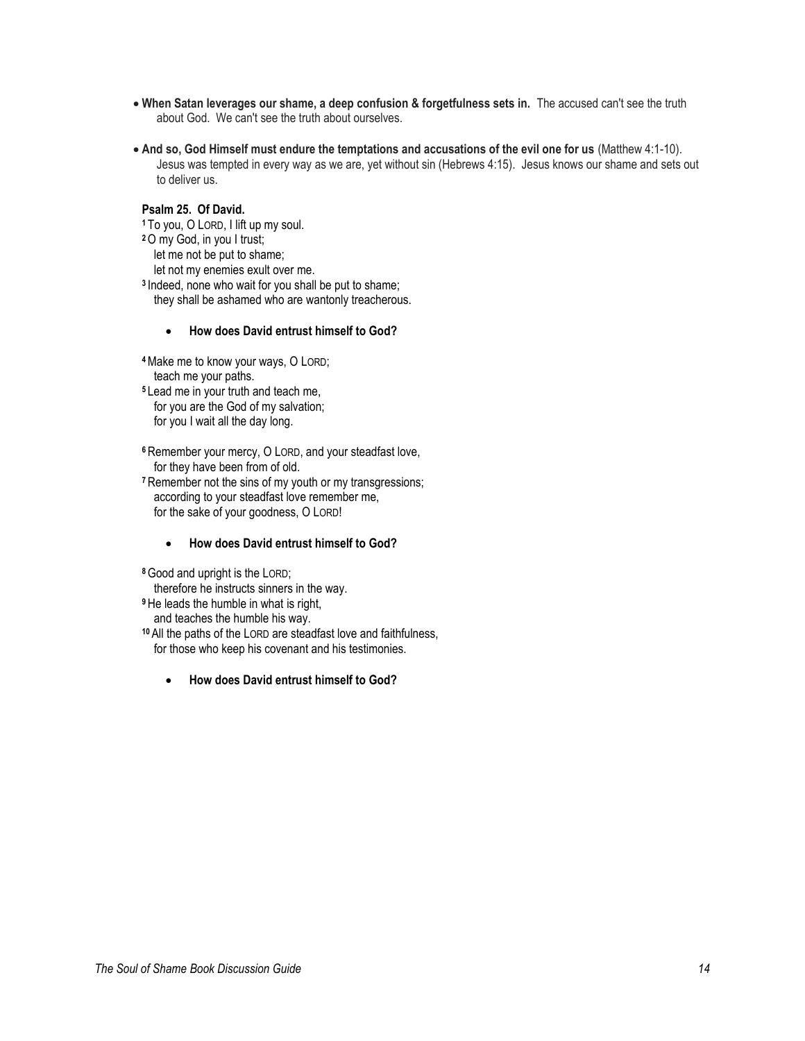- **When Satan leverages our shame, a deep confusion & forgetfulness sets in.** The accused can't see the truth about God. We can't see the truth about ourselves.

- **And so, God Himself must endure the temptations and accusations of the evil one for us** (Matthew 4:1-10). Jesus was tempted in every way as we are, yet without sin (Hebrews 4:15). Jesus knows our shame and sets out to deliver us.

**Psalm 25. Of David.**

[1] To you, O LORD, I lift up my soul.
[2] O my God, in you I trust;
  let me not be put to shame;
  let not my enemies exult over me.
[3] Indeed, none who wait for you shall be put to shame;
  they shall be ashamed who are wantonly treacherous.

- **How does David entrust himself to God?**

[4] Make me to know your ways, O LORD;
  teach me your paths.
[5] Lead me in your truth and teach me,
  for you are the God of my salvation;
  for you I wait all the day long.

[6] Remember your mercy, O LORD, and your steadfast love,
  for they have been from of old.
[7] Remember not the sins of my youth or my transgressions;
  according to your steadfast love remember me,
  for the sake of your goodness, O LORD!

- **How does David entrust himself to God?**

[8] Good and upright is the LORD;
  therefore he instructs sinners in the way.
[9] He leads the humble in what is right,
  and teaches the humble his way.
[10] All the paths of the LORD are steadfast love and faithfulness,
  for those who keep his covenant and his testimonies.

- **How does David entrust himself to God?**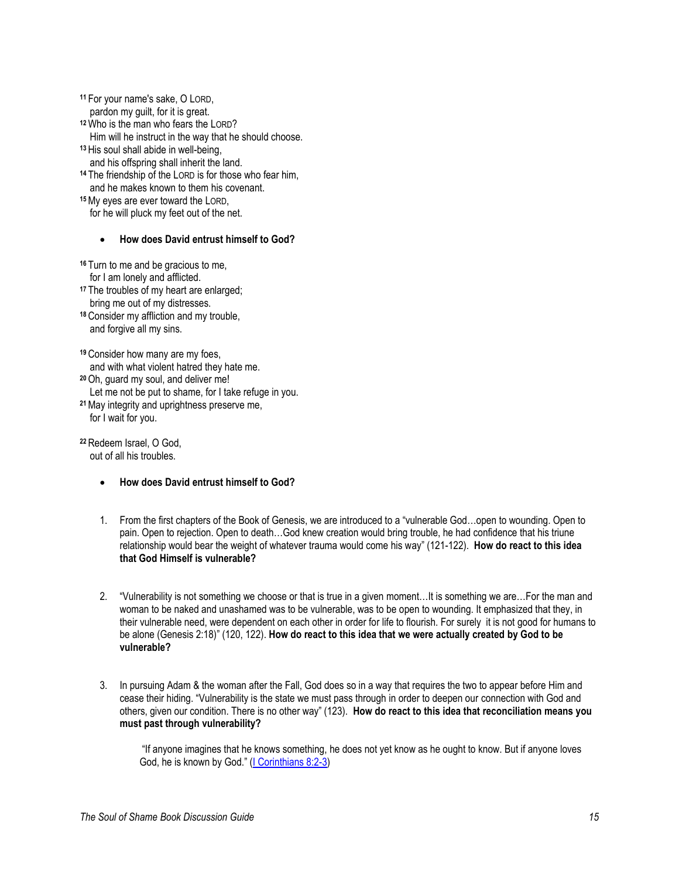[11] For your name's sake, O LORD,
pardon my guilt, for it is great.
[12] Who is the man who fears the LORD?
Him will he instruct in the way that he should choose.
[13] His soul shall abide in well-being,
and his offspring shall inherit the land.
[14] The friendship of the LORD is for those who fear him,
and he makes known to them his covenant.
[15] My eyes are ever toward the LORD,
for he will pluck my feet out of the net.

- **How does David entrust himself to God?**

[16] Turn to me and be gracious to me,
for I am lonely and afflicted.
[17] The troubles of my heart are enlarged;
bring me out of my distresses.
[18] Consider my affliction and my trouble,
and forgive all my sins.

[19] Consider how many are my foes,
and with what violent hatred they hate me.
[20] Oh, guard my soul, and deliver me!
Let me not be put to shame, for I take refuge in you.
[21] May integrity and uprightness preserve me,
for I wait for you.

[22] Redeem Israel, O God,
out of all his troubles.

- **How does David entrust himself to God?**

1. From the first chapters of the Book of Genesis, we are introduced to a "vulnerable God…open to wounding. Open to pain. Open to rejection. Open to death…God knew creation would bring trouble, he had confidence that his triune relationship would bear the weight of whatever trauma would come his way" (121-122). **How do react to this idea that God Himself is vulnerable?**

2. "Vulnerability is not something we choose or that is true in a given moment…It is something we are…For the man and woman to be naked and unashamed was to be vulnerable, was to be open to wounding. It emphasized that they, in their vulnerable need, were dependent on each other in order for life to flourish. For surely it is not good for humans to be alone (Genesis 2:18)" (120, 122). **How do react to this idea that we were actually created by God to be vulnerable?**

3. In pursuing Adam & the woman after the Fall, God does so in a way that requires the two to appear before Him and cease their hiding. "Vulnerability is the state we must pass through in order to deepen our connection with God and others, given our condition. There is no other way" (123). **How do react to this idea that reconciliation means you must past through vulnerability?**

   "If anyone imagines that he knows something, he does not yet know as he ought to know. But if anyone loves God, he is known by God." (I Corinthians 8:2-3)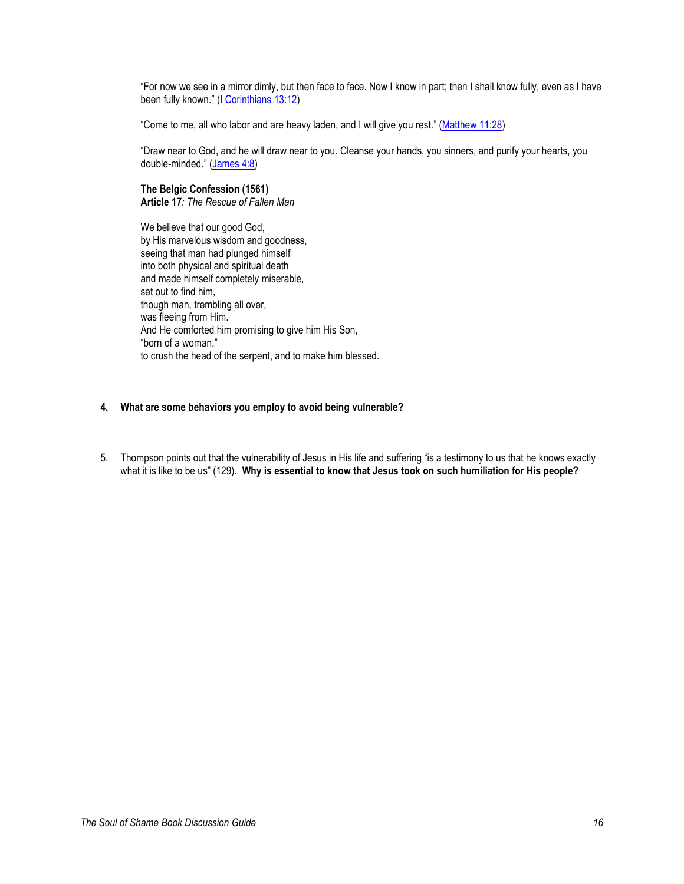"For now we see in a mirror dimly, but then face to face. Now I know in part; then I shall know fully, even as I have been fully known." (I Corinthians 13:12)

"Come to me, all who labor and are heavy laden, and I will give you rest." (Matthew 11:28)

"Draw near to God, and he will draw near to you. Cleanse your hands, you sinners, and purify your hearts, you double-minded." (James 4:8)

**The Belgic Confession (1561)**
**Article 17***: The Rescue of Fallen Man*

We believe that our good God,
by His marvelous wisdom and goodness,
seeing that man had plunged himself
into both physical and spiritual death
and made himself completely miserable,
set out to find him,
though man, trembling all over,
was fleeing from Him.
And He comforted him promising to give him His Son,
"born of a woman,"
to crush the head of the serpent, and to make him blessed.

4. **What are some behaviors you employ to avoid being vulnerable?**

5. Thompson points out that the vulnerability of Jesus in His life and suffering "is a testimony to us that he knows exactly what it is like to be us" (129). **Why is essential to know that Jesus took on such humiliation for His people?**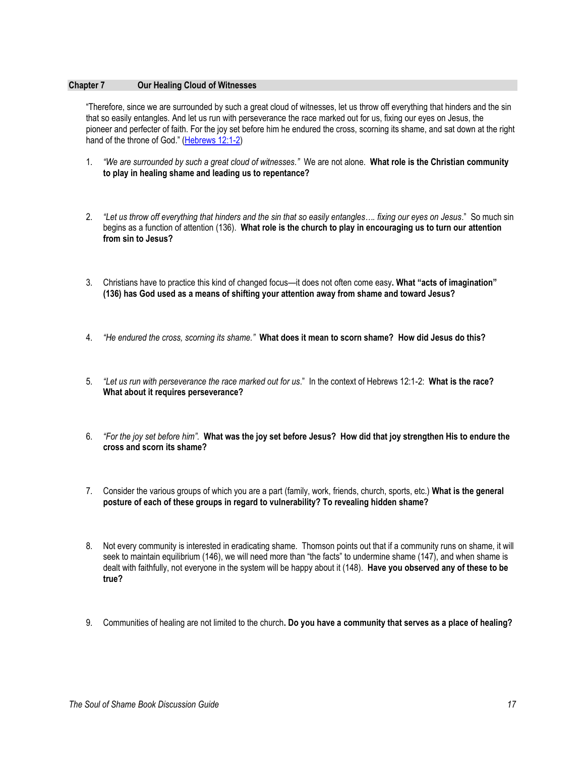## Chapter 7 Our Healing Cloud of Witnesses

"Therefore, since we are surrounded by such a great cloud of witnesses, let us throw off everything that hinders and the sin that so easily entangles. And let us run with perseverance the race marked out for us, fixing our eyes on Jesus, the pioneer and perfecter of faith. For the joy set before him he endured the cross, scorning its shame, and sat down at the right hand of the throne of God." ([Hebrews 12:1-2](Hebrews 12:1-2))

1. *"We are surrounded by such a great cloud of witnesses."* We are not alone. **What role is the Christian community to play in healing shame and leading us to repentance?**

2. *"Let us throw off everything that hinders and the sin that so easily entangles…. fixing our eyes on Jesus*." So much sin begins as a function of attention (136). **What role is the church to play in encouraging us to turn our attention from sin to Jesus?**

3. Christians have to practice this kind of changed focus—it does not often come easy**. What "acts of imagination" (136) has God used as a means of shifting your attention away from shame and toward Jesus?**

4. *"He endured the cross, scorning its shame."* **What does it mean to scorn shame? How did Jesus do this?**

5. *"Let us run with perseverance the race marked out for us*." In the context of Hebrews 12:1-2: **What is the race? What about it requires perseverance?**

6. *"For the joy set before him".* **What was the joy set before Jesus? How did that joy strengthen His to endure the cross and scorn its shame?**

7. Consider the various groups of which you are a part (family, work, friends, church, sports, etc.) **What is the general posture of each of these groups in regard to vulnerability? To revealing hidden shame?**

8. Not every community is interested in eradicating shame. Thomson points out that if a community runs on shame, it will seek to maintain equilibrium (146), we will need more than "the facts" to undermine shame (147), and when shame is dealt with faithfully, not everyone in the system will be happy about it (148). **Have you observed any of these to be true?**

9. Communities of healing are not limited to the church**. Do you have a community that serves as a place of healing?**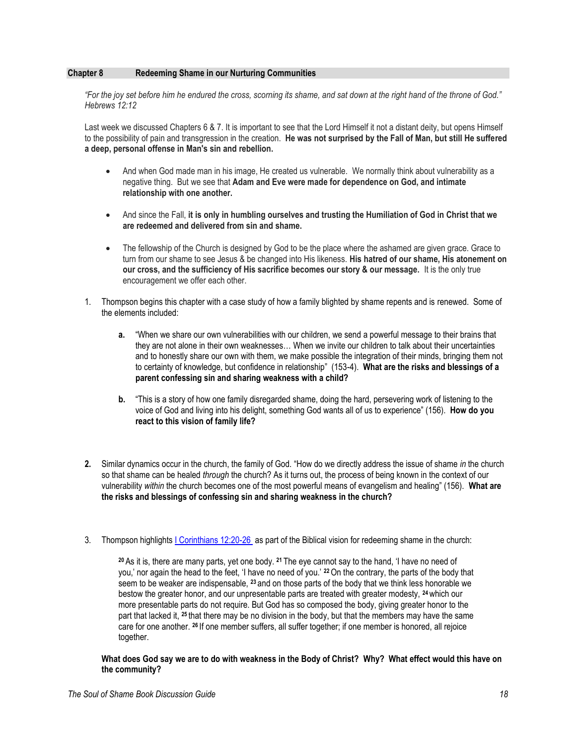## Chapter 8 Redeeming Shame in our Nurturing Communities

*"For the joy set before him he endured the cross, scorning its shame, and sat down at the right hand of the throne of God." Hebrews 12:12*

Last week we discussed Chapters 6 & 7. It is important to see that the Lord Himself it not a distant deity, but opens Himself to the possibility of pain and transgression in the creation. **He was not surprised by the Fall of Man, but still He suffered a deep, personal offense in Man's sin and rebellion.**

- And when God made man in his image, He created us vulnerable. We normally think about vulnerability as a negative thing. But we see that **Adam and Eve were made for dependence on God, and intimate relationship with one another.**

- And since the Fall, **it is only in humbling ourselves and trusting the Humiliation of God in Christ that we are redeemed and delivered from sin and shame.**

- The fellowship of the Church is designed by God to be the place where the ashamed are given grace. Grace to turn from our shame to see Jesus & be changed into His likeness. **His hatred of our shame, His atonement on our cross, and the sufficiency of His sacrifice becomes our story & our message.** It is the only true encouragement we offer each other.

1. Thompson begins this chapter with a case study of how a family blighted by shame repents and is renewed. Some of the elements included:

   **a.** "When we share our own vulnerabilities with our children, we send a powerful message to their brains that they are not alone in their own weaknesses… When we invite our children to talk about their uncertainties and to honestly share our own with them, we make possible the integration of their minds, bringing them not to certainty of knowledge, but confidence in relationship" (153-4). **What are the risks and blessings of a parent confessing sin and sharing weakness with a child?**

   **b.** "This is a story of how one family disregarded shame, doing the hard, persevering work of listening to the voice of God and living into his delight, something God wants all of us to experience" (156). **How do you react to this vision of family life?**

2. Similar dynamics occur in the church, the family of God. "How do we directly address the issue of shame *in* the church so that shame can be healed *through* the church? As it turns out, the process of being known in the context of our vulnerability *within* the church becomes one of the most powerful means of evangelism and healing" (156). **What are the risks and blessings of confessing sin and sharing weakness in the church?**

3. Thompson highlights [I Corinthians 12:20-26](I Corinthians 12:20-26) as part of the Biblical vision for redeeming shame in the church:

   > [20] As it is, there are many parts, yet one body. [21] The eye cannot say to the hand, 'I have no need of you,' nor again the head to the feet, 'I have no need of you.' [22] On the contrary, the parts of the body that seem to be weaker are indispensable, [23] and on those parts of the body that we think less honorable we bestow the greater honor, and our unpresentable parts are treated with greater modesty, [24] which our more presentable parts do not require. But God has so composed the body, giving greater honor to the part that lacked it, [25] that there may be no division in the body, but that the members may have the same care for one another. [26] If one member suffers, all suffer together; if one member is honored, all rejoice together.

   **What does God say we are to do with weakness in the Body of Christ? Why? What effect would this have on the community?**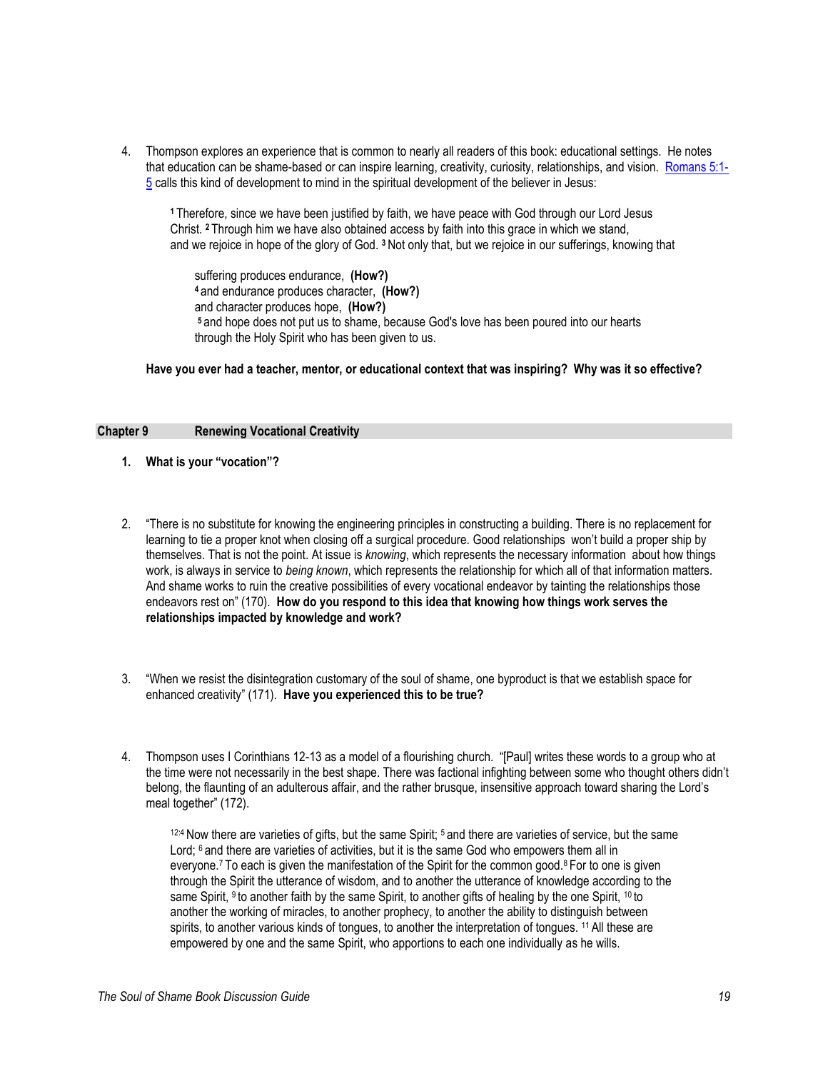4. Thompson explores an experience that is common to nearly all readers of this book: educational settings. He notes that education can be shame-based or can inspire learning, creativity, curiosity, relationships, and vision. Romans 5:1-5 calls this kind of development to mind in the spiritual development of the believer in Jesus:

   > [1] Therefore, since we have been justified by faith, we have peace with God through our Lord Jesus Christ. [2] Through him we have also obtained access by faith into this grace in which we stand, and we rejoice in hope of the glory of God. [3] Not only that, but we rejoice in our sufferings, knowing that
   >
   > > suffering produces endurance, **(How?)**
   > > [4] and endurance produces character, **(How?)**
   > > and character produces hope, **(How?)**
   > > [5] and hope does not put us to shame, because God's love has been poured into our hearts through the Holy Spirit who has been given to us.

   **Have you ever had a teacher, mentor, or educational context that was inspiring? Why was it so effective?**

## Chapter 9 Renewing Vocational Creativity

1. **What is your "vocation"?**

2. "There is no substitute for knowing the engineering principles in constructing a building. There is no replacement for learning to tie a proper knot when closing off a surgical procedure. Good relationships won't build a proper ship by themselves. That is not the point. At issue is *knowing*, which represents the necessary information about how things work, is always in service to *being known*, which represents the relationship for which all of that information matters. And shame works to ruin the creative possibilities of every vocational endeavor by tainting the relationships those endeavors rest on" (170). **How do you respond to this idea that knowing how things work serves the relationships impacted by knowledge and work?**

3. "When we resist the disintegration customary of the soul of shame, one byproduct is that we establish space for enhanced creativity" (171). **Have you experienced this to be true?**

4. Thompson uses I Corinthians 12-13 as a model of a flourishing church. "[Paul] writes these words to a group who at the time were not necessarily in the best shape. There was factional infighting between some who thought others didn't belong, the flaunting of an adulterous affair, and the rather brusque, insensitive approach toward sharing the Lord's meal together" (172).

   > [12:4] Now there are varieties of gifts, but the same Spirit; [5] and there are varieties of service, but the same Lord; [6] and there are varieties of activities, but it is the same God who empowers them all in everyone.[7] To each is given the manifestation of the Spirit for the common good.[8] For to one is given through the Spirit the utterance of wisdom, and to another the utterance of knowledge according to the same Spirit, [9] to another faith by the same Spirit, to another gifts of healing by the one Spirit, [10] to another the working of miracles, to another prophecy, to another the ability to distinguish between spirits, to another various kinds of tongues, to another the interpretation of tongues. [11] All these are empowered by one and the same Spirit, who apportions to each one individually as he wills.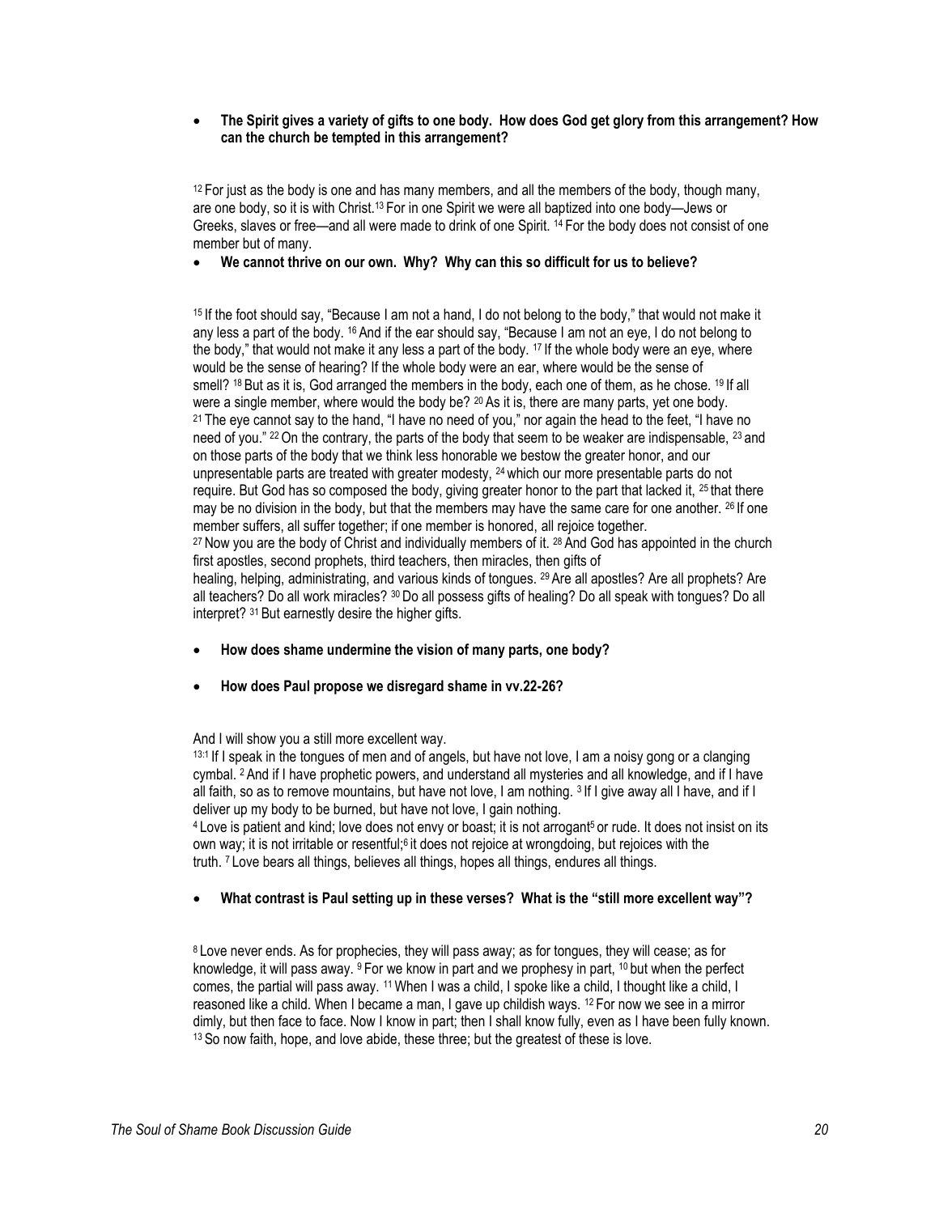- **The Spirit gives a variety of gifts to one body. How does God get glory from this arrangement? How can the church be tempted in this arrangement?**

[12] For just as the body is one and has many members, and all the members of the body, though many, are one body, so it is with Christ.[13] For in one Spirit we were all baptized into one body—Jews or Greeks, slaves or free—and all were made to drink of one Spirit. [14] For the body does not consist of one member but of many.

- **We cannot thrive on our own. Why? Why can this so difficult for us to believe?**

[15] If the foot should say, "Because I am not a hand, I do not belong to the body," that would not make it any less a part of the body. [16] And if the ear should say, "Because I am not an eye, I do not belong to the body," that would not make it any less a part of the body. [17] If the whole body were an eye, where would be the sense of hearing? If the whole body were an ear, where would be the sense of smell? [18] But as it is, God arranged the members in the body, each one of them, as he chose. [19] If all were a single member, where would the body be? [20] As it is, there are many parts, yet one body. [21] The eye cannot say to the hand, "I have no need of you," nor again the head to the feet, "I have no need of you." [22] On the contrary, the parts of the body that seem to be weaker are indispensable, [23] and on those parts of the body that we think less honorable we bestow the greater honor, and our unpresentable parts are treated with greater modesty, [24] which our more presentable parts do not require. But God has so composed the body, giving greater honor to the part that lacked it, [25] that there may be no division in the body, but that the members may have the same care for one another. [26] If one member suffers, all suffer together; if one member is honored, all rejoice together.
[27] Now you are the body of Christ and individually members of it. [28] And God has appointed in the church first apostles, second prophets, third teachers, then miracles, then gifts of healing, helping, administrating, and various kinds of tongues. [29] Are all apostles? Are all prophets? Are all teachers? Do all work miracles? [30] Do all possess gifts of healing? Do all speak with tongues? Do all interpret? [31] But earnestly desire the higher gifts.

- **How does shame undermine the vision of many parts, one body?**

- **How does Paul propose we disregard shame in vv.22-26?**

And I will show you a still more excellent way.
[13:1] If I speak in the tongues of men and of angels, but have not love, I am a noisy gong or a clanging cymbal. [2] And if I have prophetic powers, and understand all mysteries and all knowledge, and if I have all faith, so as to remove mountains, but have not love, I am nothing. [3] If I give away all I have, and if I deliver up my body to be burned, but have not love, I gain nothing.
[4] Love is patient and kind; love does not envy or boast; it is not arrogant[5] or rude. It does not insist on its own way; it is not irritable or resentful;[6] it does not rejoice at wrongdoing, but rejoices with the truth. [7] Love bears all things, believes all things, hopes all things, endures all things.

- **What contrast is Paul setting up in these verses? What is the "still more excellent way"?**

[8] Love never ends. As for prophecies, they will pass away; as for tongues, they will cease; as for knowledge, it will pass away. [9] For we know in part and we prophesy in part, [10] but when the perfect comes, the partial will pass away. [11] When I was a child, I spoke like a child, I thought like a child, I reasoned like a child. When I became a man, I gave up childish ways. [12] For now we see in a mirror dimly, but then face to face. Now I know in part; then I shall know fully, even as I have been fully known.
[13] So now faith, hope, and love abide, these three; but the greatest of these is love.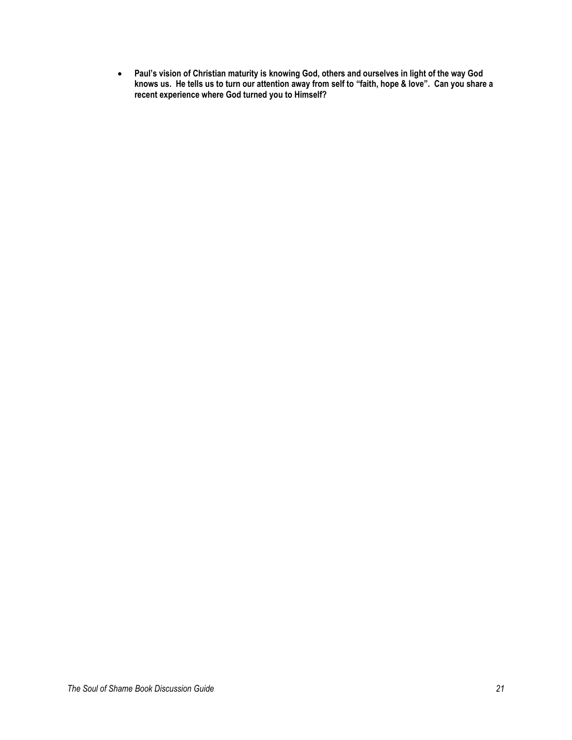- **Paul's vision of Christian maturity is knowing God, others and ourselves in light of the way God knows us. He tells us to turn our attention away from self to "faith, hope & love". Can you share a recent experience where God turned you to Himself?**